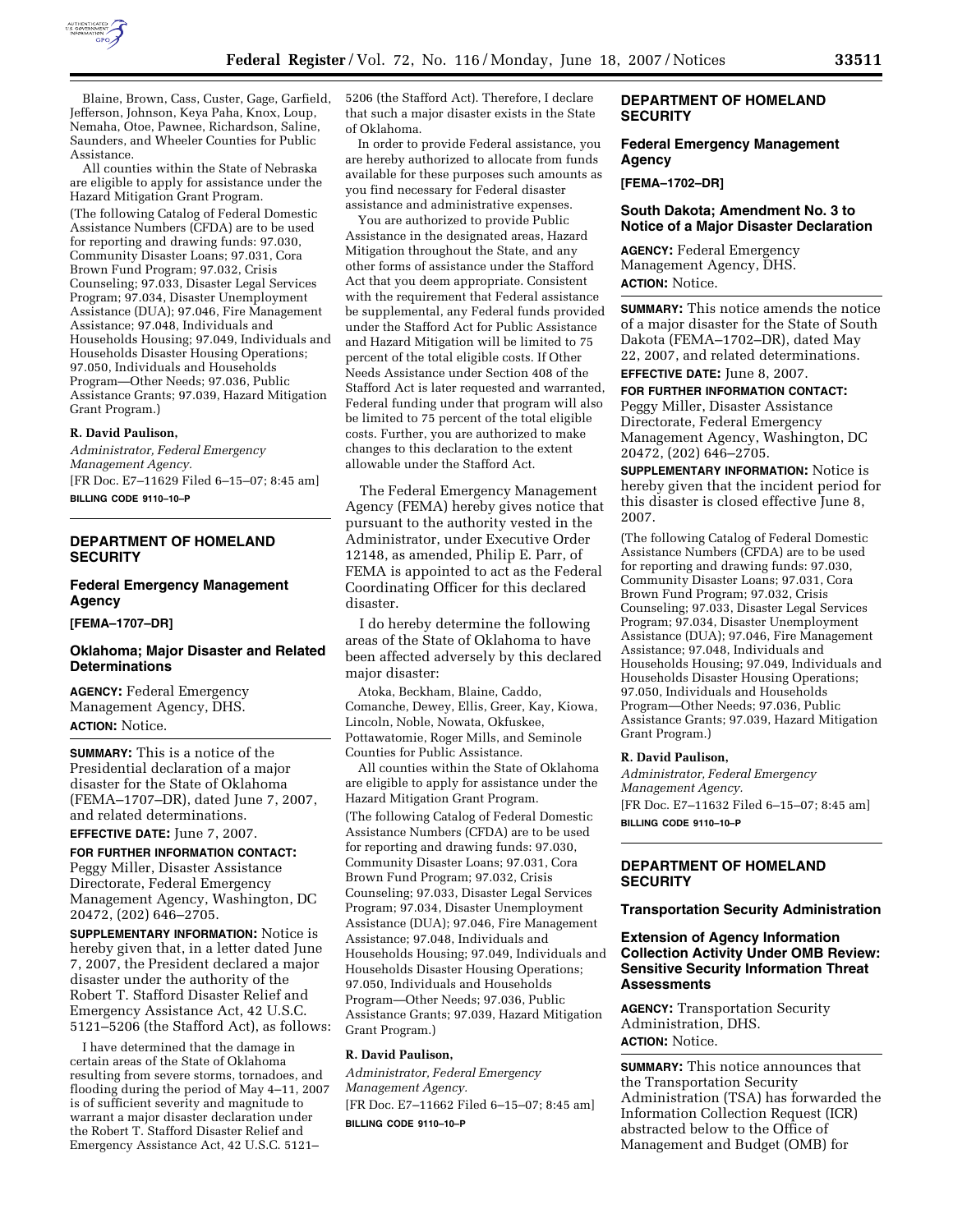Blaine, Brown, Cass, Custer, Gage, Garfield, Jefferson, Johnson, Keya Paha, Knox, Loup, Nemaha, Otoe, Pawnee, Richardson, Saline, Saunders, and Wheeler Counties for Public Assistance.

All counties within the State of Nebraska are eligible to apply for assistance under the Hazard Mitigation Grant Program.

(The following Catalog of Federal Domestic Assistance Numbers (CFDA) are to be used for reporting and drawing funds: 97.030, Community Disaster Loans; 97.031, Cora Brown Fund Program; 97.032, Crisis Counseling; 97.033, Disaster Legal Services Program; 97.034, Disaster Unemployment Assistance (DUA); 97.046, Fire Management Assistance; 97.048, Individuals and Households Housing; 97.049, Individuals and Households Disaster Housing Operations; 97.050, Individuals and Households Program—Other Needs; 97.036, Public Assistance Grants; 97.039, Hazard Mitigation Grant Program.)

**R. David Paulison,**

*Administrator, Federal Emergency Management Agency.*

[FR Doc. E7–11629 Filed 6–15–07; 8:45 am]

**BILLING CODE 9110–10–P**

---

## DEPARTMENT OF HOMELAND SECURITY

### Federal Emergency Management Agency

**[FEMA–1707–DR]**

### Oklahoma; Major Disaster and Related Determinations

**AGENCY:** Federal Emergency Management Agency, DHS.

**ACTION:** Notice.

**SUMMARY:** This is a notice of the Presidential declaration of a major disaster for the State of Oklahoma (FEMA–1707–DR), dated June 7, 2007, and related determinations.

**EFFECTIVE DATE:** June 7, 2007.

**FOR FURTHER INFORMATION CONTACT:** Peggy Miller, Disaster Assistance Directorate, Federal Emergency Management Agency, Washington, DC 20472, (202) 646–2705.

**SUPPLEMENTARY INFORMATION:** Notice is hereby given that, in a letter dated June 7, 2007, the President declared a major disaster under the authority of the Robert T. Stafford Disaster Relief and Emergency Assistance Act, 42 U.S.C. 5121–5206 (the Stafford Act), as follows:

I have determined that the damage in certain areas of the State of Oklahoma resulting from severe storms, tornadoes, and flooding during the period of May 4–11, 2007 is of sufficient severity and magnitude to warrant a major disaster declaration under the Robert T. Stafford Disaster Relief and Emergency Assistance Act, 42 U.S.C. 5121–5206 (the Stafford Act). Therefore, I declare that such a major disaster exists in the State of Oklahoma.

In order to provide Federal assistance, you are hereby authorized to allocate from funds available for these purposes such amounts as you find necessary for Federal disaster assistance and administrative expenses.

You are authorized to provide Public Assistance in the designated areas, Hazard Mitigation throughout the State, and any other forms of assistance under the Stafford Act that you deem appropriate. Consistent with the requirement that Federal assistance be supplemental, any Federal funds provided under the Stafford Act for Public Assistance and Hazard Mitigation will be limited to 75 percent of the total eligible costs. If Other Needs Assistance under Section 408 of the Stafford Act is later requested and warranted, Federal funding under that program will also be limited to 75 percent of the total eligible costs. Further, you are authorized to make changes to this declaration to the extent allowable under the Stafford Act.

The Federal Emergency Management Agency (FEMA) hereby gives notice that pursuant to the authority vested in the Administrator, under Executive Order 12148, as amended, Philip E. Parr, of FEMA is appointed to act as the Federal Coordinating Officer for this declared disaster.

I do hereby determine the following areas of the State of Oklahoma to have been affected adversely by this declared major disaster:

Atoka, Beckham, Blaine, Caddo, Comanche, Dewey, Ellis, Greer, Kay, Kiowa, Lincoln, Noble, Nowata, Okfuskee, Pottawatomie, Roger Mills, and Seminole Counties for Public Assistance.

All counties within the State of Oklahoma are eligible to apply for assistance under the Hazard Mitigation Grant Program.

(The following Catalog of Federal Domestic Assistance Numbers (CFDA) are to be used for reporting and drawing funds: 97.030, Community Disaster Loans; 97.031, Cora Brown Fund Program; 97.032, Crisis Counseling; 97.033, Disaster Legal Services Program; 97.034, Disaster Unemployment Assistance (DUA); 97.046, Fire Management Assistance; 97.048, Individuals and Households Housing; 97.049, Individuals and Households Disaster Housing Operations; 97.050, Individuals and Households Program—Other Needs; 97.036, Public Assistance Grants; 97.039, Hazard Mitigation Grant Program.)

**R. David Paulison,**

*Administrator, Federal Emergency Management Agency.*

[FR Doc. E7–11662 Filed 6–15–07; 8:45 am]

**BILLING CODE 9110–10–P**

---

## DEPARTMENT OF HOMELAND SECURITY

### Federal Emergency Management Agency

**[FEMA–1702–DR]**

### South Dakota; Amendment No. 3 to Notice of a Major Disaster Declaration

**AGENCY:** Federal Emergency Management Agency, DHS.

**ACTION:** Notice.

**SUMMARY:** This notice amends the notice of a major disaster for the State of South Dakota (FEMA–1702–DR), dated May 22, 2007, and related determinations.

**EFFECTIVE DATE:** June 8, 2007.

**FOR FURTHER INFORMATION CONTACT:** Peggy Miller, Disaster Assistance Directorate, Federal Emergency Management Agency, Washington, DC 20472, (202) 646–2705.

**SUPPLEMENTARY INFORMATION:** Notice is hereby given that the incident period for this disaster is closed effective June 8, 2007.

(The following Catalog of Federal Domestic Assistance Numbers (CFDA) are to be used for reporting and drawing funds: 97.030, Community Disaster Loans; 97.031, Cora Brown Fund Program; 97.032, Crisis Counseling; 97.033, Disaster Legal Services Program; 97.034, Disaster Unemployment Assistance (DUA); 97.046, Fire Management Assistance; 97.048, Individuals and Households Housing; 97.049, Individuals and Households Disaster Housing Operations; 97.050, Individuals and Households Program—Other Needs; 97.036, Public Assistance Grants; 97.039, Hazard Mitigation Grant Program.)

**R. David Paulison,**

*Administrator, Federal Emergency Management Agency.*

[FR Doc. E7–11632 Filed 6–15–07; 8:45 am]

**BILLING CODE 9110–10–P**

---

## DEPARTMENT OF HOMELAND SECURITY

### Transportation Security Administration

### Extension of Agency Information Collection Activity Under OMB Review: Sensitive Security Information Threat Assessments

**AGENCY:** Transportation Security Administration, DHS.

**ACTION:** Notice.

**SUMMARY:** This notice announces that the Transportation Security Administration (TSA) has forwarded the Information Collection Request (ICR) abstracted below to the Office of Management and Budget (OMB) for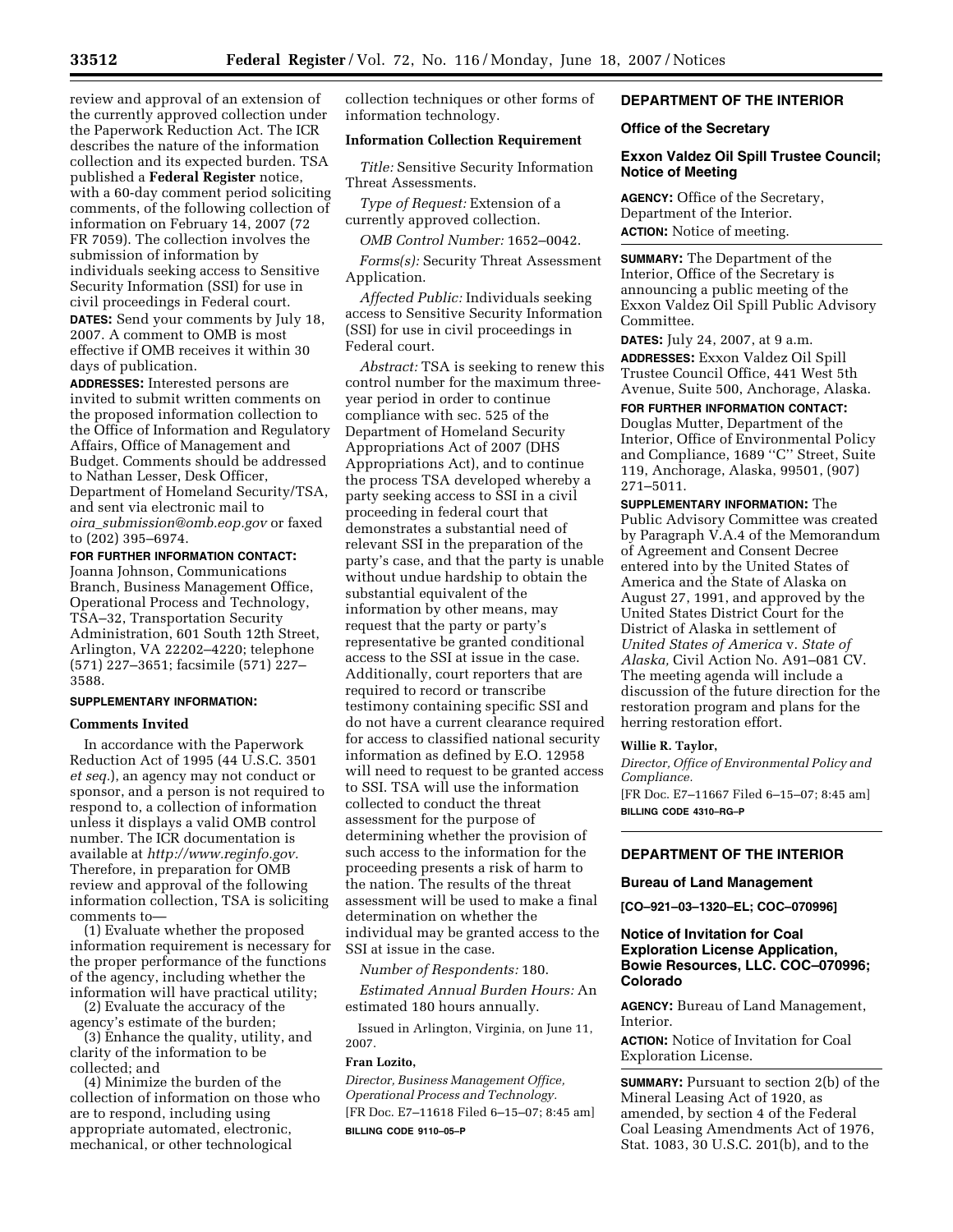review and approval of an extension of the currently approved collection under the Paperwork Reduction Act. The ICR describes the nature of the information collection and its expected burden. TSA published a **Federal Register** notice, with a 60-day comment period soliciting comments, of the following collection of information on February 14, 2007 (72 FR 7059). The collection involves the submission of information by individuals seeking access to Sensitive Security Information (SSI) for use in civil proceedings in Federal court.

**DATES:** Send your comments by July 18, 2007. A comment to OMB is most effective if OMB receives it within 30 days of publication.

**ADDRESSES:** Interested persons are invited to submit written comments on the proposed information collection to the Office of Information and Regulatory Affairs, Office of Management and Budget. Comments should be addressed to Nathan Lesser, Desk Officer, Department of Homeland Security/TSA, and sent via electronic mail to *oira_submission@omb.eop.gov* or faxed to (202) 395–6974.

**FOR FURTHER INFORMATION CONTACT:** Joanna Johnson, Communications Branch, Business Management Office, Operational Process and Technology, TSA–32, Transportation Security Administration, 601 South 12th Street, Arlington, VA 22202–4220; telephone (571) 227–3651; facsimile (571) 227–3588.

**SUPPLEMENTARY INFORMATION:**

**Comments Invited**

In accordance with the Paperwork Reduction Act of 1995 (44 U.S.C. 3501 *et seq.*), an agency may not conduct or sponsor, and a person is not required to respond to, a collection of information unless it displays a valid OMB control number. The ICR documentation is available at *http://www.reginfo.gov.* Therefore, in preparation for OMB review and approval of the following information collection, TSA is soliciting comments to—

(1) Evaluate whether the proposed information requirement is necessary for the proper performance of the functions of the agency, including whether the information will have practical utility;

(2) Evaluate the accuracy of the agency's estimate of the burden;

(3) Enhance the quality, utility, and clarity of the information to be collected; and

(4) Minimize the burden of the collection of information on those who are to respond, including using appropriate automated, electronic, mechanical, or other technological collection techniques or other forms of information technology.

**Information Collection Requirement**

*Title:* Sensitive Security Information Threat Assessments.

*Type of Request:* Extension of a currently approved collection.

*OMB Control Number:* 1652–0042.

*Forms(s):* Security Threat Assessment Application.

*Affected Public:* Individuals seeking access to Sensitive Security Information (SSI) for use in civil proceedings in Federal court.

*Abstract:* TSA is seeking to renew this control number for the maximum three-year period in order to continue compliance with sec. 525 of the Department of Homeland Security Appropriations Act of 2007 (DHS Appropriations Act), and to continue the process TSA developed whereby a party seeking access to SSI in a civil proceeding in federal court that demonstrates a substantial need of relevant SSI in the preparation of the party's case, and that the party is unable without undue hardship to obtain the substantial equivalent of the information by other means, may request that the party or party's representative be granted conditional access to the SSI at issue in the case. Additionally, court reporters that are required to record or transcribe testimony containing specific SSI and do not have a current clearance required for access to classified national security information as defined by E.O. 12958 will need to request to be granted access to SSI. TSA will use the information collected to conduct the threat assessment for the purpose of determining whether the provision of such access to the information for the proceeding presents a risk of harm to the nation. The results of the threat assessment will be used to make a final determination on whether the individual may be granted access to the SSI at issue in the case.

*Number of Respondents:* 180.

*Estimated Annual Burden Hours:* An estimated 180 hours annually.

Issued in Arlington, Virginia, on June 11, 2007.

**Fran Lozito,**

*Director, Business Management Office, Operational Process and Technology.*

[FR Doc. E7–11618 Filed 6–15–07; 8:45 am]

**BILLING CODE 9110–05–P**

## DEPARTMENT OF THE INTERIOR

### Office of the Secretary

### Exxon Valdez Oil Spill Trustee Council; Notice of Meeting

**AGENCY:** Office of the Secretary, Department of the Interior.

**ACTION:** Notice of meeting.

**SUMMARY:** The Department of the Interior, Office of the Secretary is announcing a public meeting of the Exxon Valdez Oil Spill Public Advisory Committee.

**DATES:** July 24, 2007, at 9 a.m.

**ADDRESSES:** Exxon Valdez Oil Spill Trustee Council Office, 441 West 5th Avenue, Suite 500, Anchorage, Alaska.

**FOR FURTHER INFORMATION CONTACT:** Douglas Mutter, Department of the Interior, Office of Environmental Policy and Compliance, 1689 ''C'' Street, Suite 119, Anchorage, Alaska, 99501, (907) 271–5011.

**SUPPLEMENTARY INFORMATION:** The Public Advisory Committee was created by Paragraph V.A.4 of the Memorandum of Agreement and Consent Decree entered into by the United States of America and the State of Alaska on August 27, 1991, and approved by the United States District Court for the District of Alaska in settlement of *United States of America* v. *State of Alaska,* Civil Action No. A91–081 CV. The meeting agenda will include a discussion of the future direction for the restoration program and plans for the herring restoration effort.

**Willie R. Taylor,**

*Director, Office of Environmental Policy and Compliance.*

[FR Doc. E7–11667 Filed 6–15–07; 8:45 am]

**BILLING CODE 4310–RG–P**

## DEPARTMENT OF THE INTERIOR

### Bureau of Land Management

**[CO–921–03–1320–EL; COC–070996]**

### Notice of Invitation for Coal Exploration License Application, Bowie Resources, LLC. COC–070996; Colorado

**AGENCY:** Bureau of Land Management, Interior.

**ACTION:** Notice of Invitation for Coal Exploration License.

**SUMMARY:** Pursuant to section 2(b) of the Mineral Leasing Act of 1920, as amended, by section 4 of the Federal Coal Leasing Amendments Act of 1976, Stat. 1083, 30 U.S.C. 201(b), and to the